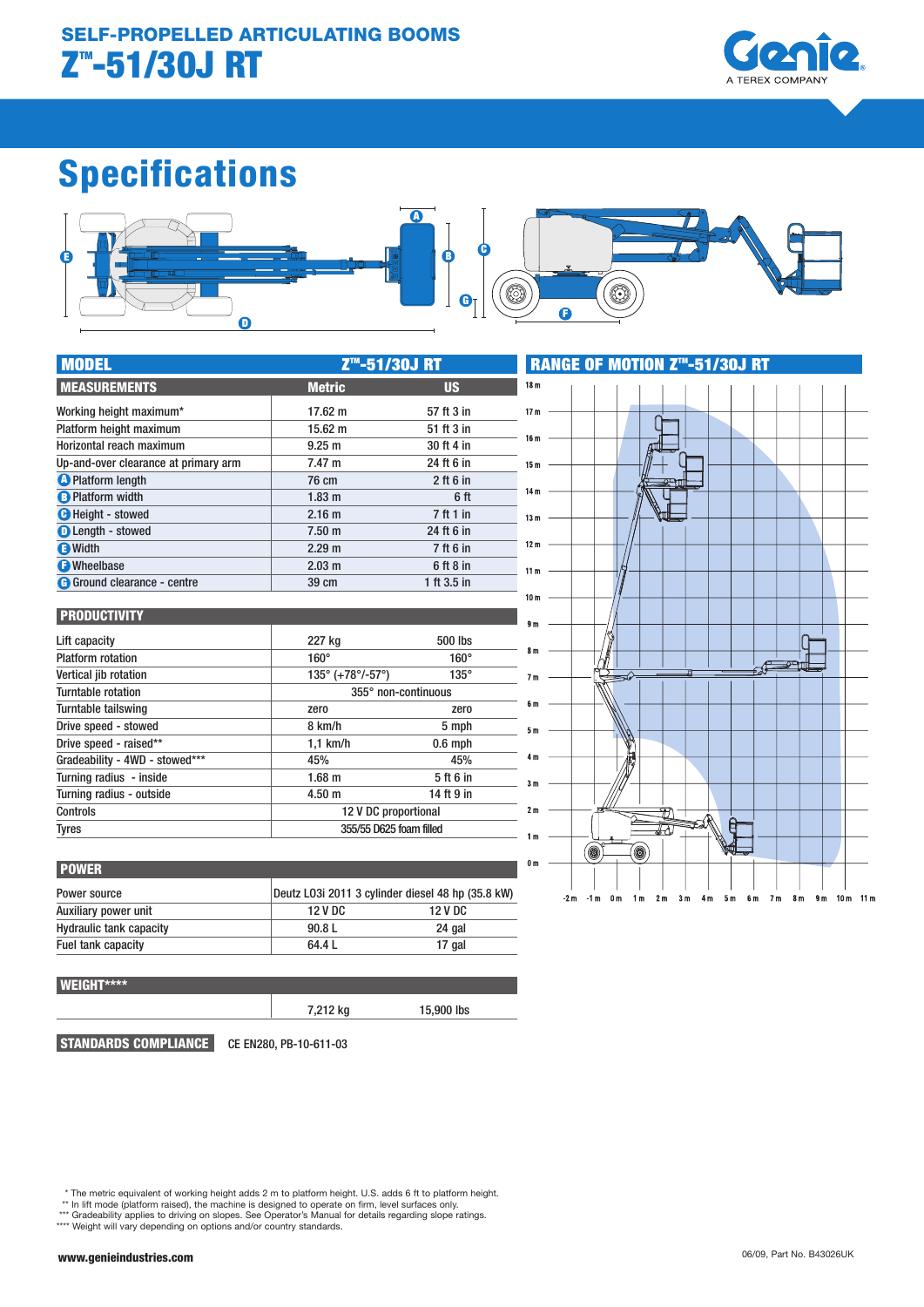## SELF-PROPELLED ARTICULATING BOOMS

# Z™-51/30J RT

Genie
A TEREX COMPANY

# Specifications

A B C D E F G

| MODEL | Z™-51/30J RT | |
|---|---|---|
| **MEASUREMENTS** | **Metric** | **US** |
| Working height maximum* | 17.62 m | 57 ft 3 in |
| Platform height maximum | 15.62 m | 51 ft 3 in |
| Horizontal reach maximum | 9.25 m | 30 ft 4 in |
| Up-and-over clearance at primary arm | 7.47 m | 24 ft 6 in |
| A Platform length | 76 cm | 2 ft 6 in |
| B Platform width | 1.83 m | 6 ft |
| C Height - stowed | 2.16 m | 7 ft 1 in |
| D Length - stowed | 7.50 m | 24 ft 6 in |
| E Width | 2.29 m | 7 ft 6 in |
| F Wheelbase | 2.03 m | 6 ft 8 in |
| G Ground clearance - centre | 39 cm | 1 ft 3.5 in |

| PRODUCTIVITY | | |
|---|---|---|
| Lift capacity | 227 kg | 500 lbs |
| Platform rotation | 160° | 160° |
| Vertical jib rotation | 135° (+78°/-57°) | 135° |
| Turntable rotation | 355° non-continuous | |
| Turntable tailswing | zero | zero |
| Drive speed - stowed | 8 km/h | 5 mph |
| Drive speed - raised** | 1,1 km/h | 0.6 mph |
| Gradeability - 4WD - stowed*** | 45% | 45% |
| Turning radius - inside | 1.68 m | 5 ft 6 in |
| Turning radius - outside | 4.50 m | 14 ft 9 in |
| Controls | 12 V DC proportional | |
| Tyres | 355/55 D625 foam filled | |

| POWER | | |
|---|---|---|
| Power source | Deutz L03i 2011 3 cylinder diesel 48 hp (35.8 kW) | |
| Auxiliary power unit | 12 V DC | 12 V DC |
| Hydraulic tank capacity | 90.8 L | 24 gal |
| Fuel tank capacity | 64.4 L | 17 gal |

| WEIGHT**** | | |
|---|---|---|
| | 7,212 kg | 15,900 lbs |

**STANDARDS COMPLIANCE** CE EN280, PB-10-611-03

## RANGE OF MOTION Z™-51/30J RT

18 m
17 m
16 m
15 m
14 m
13 m
12 m
11 m
10 m
9 m
8 m
7 m
6 m
5 m
4 m
3 m
2 m
1 m
0 m

-2 m -1 m 0 m 1 m 2 m 3 m 4 m 5 m 6 m 7 m 8 m 9 m 10 m 11 m

\* The metric equivalent of working height adds 2 m to platform height. U.S. adds 6 ft to platform height.
\** In lift mode (platform raised), the machine is designed to operate on firm, level surfaces only.
\*** Gradeability applies to driving on slopes. See Operator's Manual for details regarding slope ratings.
\**** Weight will vary depending on options and/or country standards.

www.genieindustries.com

06/09, Part No. B43026UK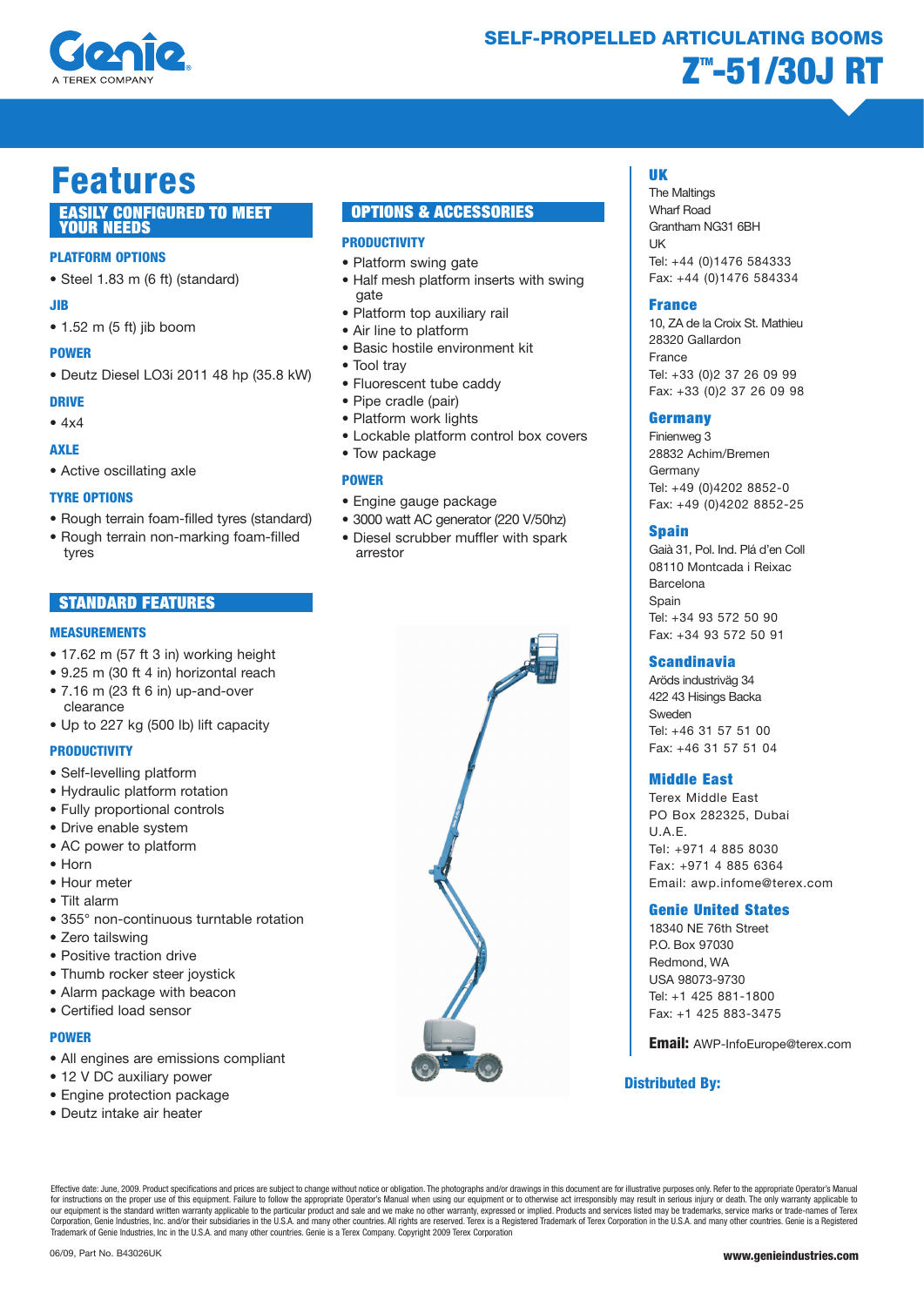# Features

## EASILY CONFIGURED TO MEET YOUR NEEDS

### PLATFORM OPTIONS

- Steel 1.83 m (6 ft) (standard)

### JIB

- 1.52 m (5 ft) jib boom

### POWER

- Deutz Diesel LO3i 2011 48 hp (35.8 kW)

### DRIVE

- 4x4

### AXLE

- Active oscillating axle

### TYRE OPTIONS

- Rough terrain foam-filled tyres (standard)
- Rough terrain non-marking foam-filled tyres

## STANDARD FEATURES

### MEASUREMENTS

- 17.62 m (57 ft 3 in) working height
- 9.25 m (30 ft 4 in) horizontal reach
- 7.16 m (23 ft 6 in) up-and-over clearance
- Up to 227 kg (500 lb) lift capacity

### PRODUCTIVITY

- Self-levelling platform
- Hydraulic platform rotation
- Fully proportional controls
- Drive enable system
- AC power to platform
- Horn
- Hour meter
- Tilt alarm
- 355° non-continuous turntable rotation
- Zero tailswing
- Positive traction drive
- Thumb rocker steer joystick
- Alarm package with beacon
- Certified load sensor

### POWER

- All engines are emissions compliant
- 12 V DC auxiliary power
- Engine protection package
- Deutz intake air heater

## OPTIONS & ACCESSORIES

### PRODUCTIVITY

- Platform swing gate
- Half mesh platform inserts with swing gate
- Platform top auxiliary rail
- Air line to platform
- Basic hostile environment kit
- Tool tray
- Fluorescent tube caddy
- Pipe cradle (pair)
- Platform work lights
- Lockable platform control box covers
- Tow package

### POWER

- Engine gauge package
- 3000 watt AC generator (220 V/50hz)
- Diesel scrubber muffler with spark arrestor

### UK

The Maltings
Wharf Road
Grantham NG31 6BH
UK
Tel: +44 (0)1476 584333
Fax: +44 (0)1476 584334

### France

10, ZA de la Croix St. Mathieu
28320 Gallardon
France
Tel: +33 (0)2 37 26 09 99
Fax: +33 (0)2 37 26 09 98

### Germany

Finienweg 3
28832 Achim/Bremen
Germany
Tel: +49 (0)4202 8852-0
Fax: +49 (0)4202 8852-25

### Spain

Gaià 31, Pol. Ind. Plá d'en Coll
08110 Montcada i Reixac
Barcelona
Spain
Tel: +34 93 572 50 90
Fax: +34 93 572 50 91

### Scandinavia

Aröds industriväg 34
422 43 Hisings Backa
Sweden
Tel: +46 31 57 51 00
Fax: +46 31 57 51 04

### Middle East

Terex Middle East
PO Box 282325, Dubai
U.A.E.
Tel: +971 4 885 8030
Fax: +971 4 885 6364
Email: awp.infome@terex.com

### Genie United States

18340 NE 76th Street
P.O. Box 97030
Redmond, WA
USA 98073-9730
Tel: +1 425 881-1800
Fax: +1 425 883-3475

**Email:** AWP-InfoEurope@terex.com

**Distributed By:**

Effective date: June, 2009. Product specifications and prices are subject to change without notice or obligation. The photographs and/or drawings in this document are for illustrative purposes only. Refer to the appropriate Operator's Manual for instructions on the proper use of this equipment. Failure to follow the appropriate Operator's Manual when using our equipment or to otherwise act irresponsibly may result in serious injury or death. The only warranty applicable to our equipment is the standard written warranty applicable to the particular product and sale and we make no other warranty, expressed or implied. Products and services listed may be trademarks, service marks or trade-names of Terex Corporation, Genie Industries, Inc. and/or their subsidiaries in the U.S.A. and many other countries. All rights are reserved. Terex is a Registered Trademark of Terex Corporation in the U.S.A. and many other countries. Genie is a Registered Trademark of Genie Industries, Inc in the U.S.A. and many other countries. Genie is a Terex Company. Copyright 2009 Terex Corporation

06/09, Part No. B43026UK

www.genieindustries.com